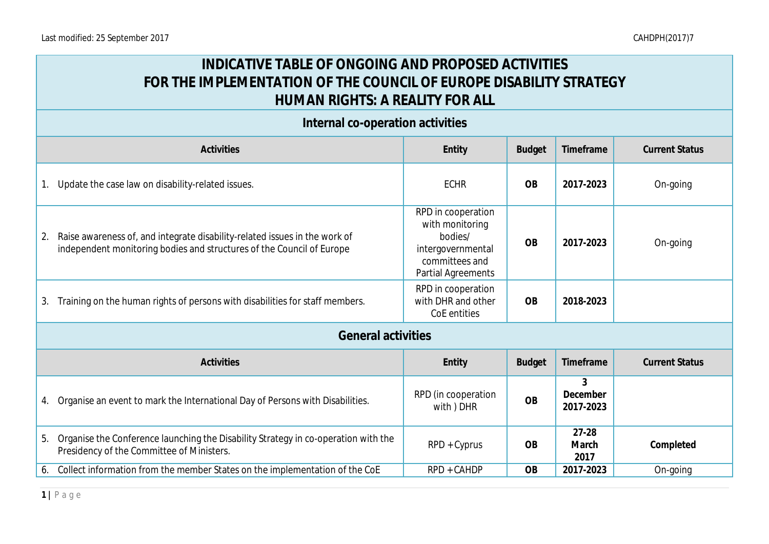Last modified: 25 September 2017 CAHDPH(2017)7

# INDICATIVE TABLE OF ONGOING AND PROPOSED ACTIVITIES FOR THE IMPLEMENTATION OF THE COUNCIL OF EUROPE DISABILITY STRATEGY HUMAN RIGHTS: A REALITY FOR ALL

## Internal co-operation activities

| Activities | Entity | Budget | Timeframe | Current Status |
|---|---|---|---|---|
| 1. Update the case law on disability-related issues. | ECHR | **OB** | **2017-2023** | On-going |
| 2. Raise awareness of, and integrate disability-related issues in the work of independent monitoring bodies and structures of the Council of Europe | RPD in cooperation with monitoring bodies/ intergovernmental committees and Partial Agreements | **OB** | **2017-2023** | On-going |
| 3. Training on the human rights of persons with disabilities for staff members. | RPD in cooperation with DHR and other CoE entities | **OB** | **2018-2023** | |

## General activities

| Activities | Entity | Budget | Timeframe | Current Status |
|---|---|---|---|---|
| 4. Organise an event to mark the International Day of Persons with Disabilities. | RPD (in cooperation with ) DHR | **OB** | **3 December 2017-2023** | |
| 5. Organise the Conference launching the Disability Strategy in co-operation with the Presidency of the Committee of Ministers. | RPD + Cyprus | **OB** | **27-28 March 2017** | **Completed** |
| 6. Collect information from the member States on the implementation of the CoE | RPD + CAHDP | **OB** | **2017-2023** | On-going |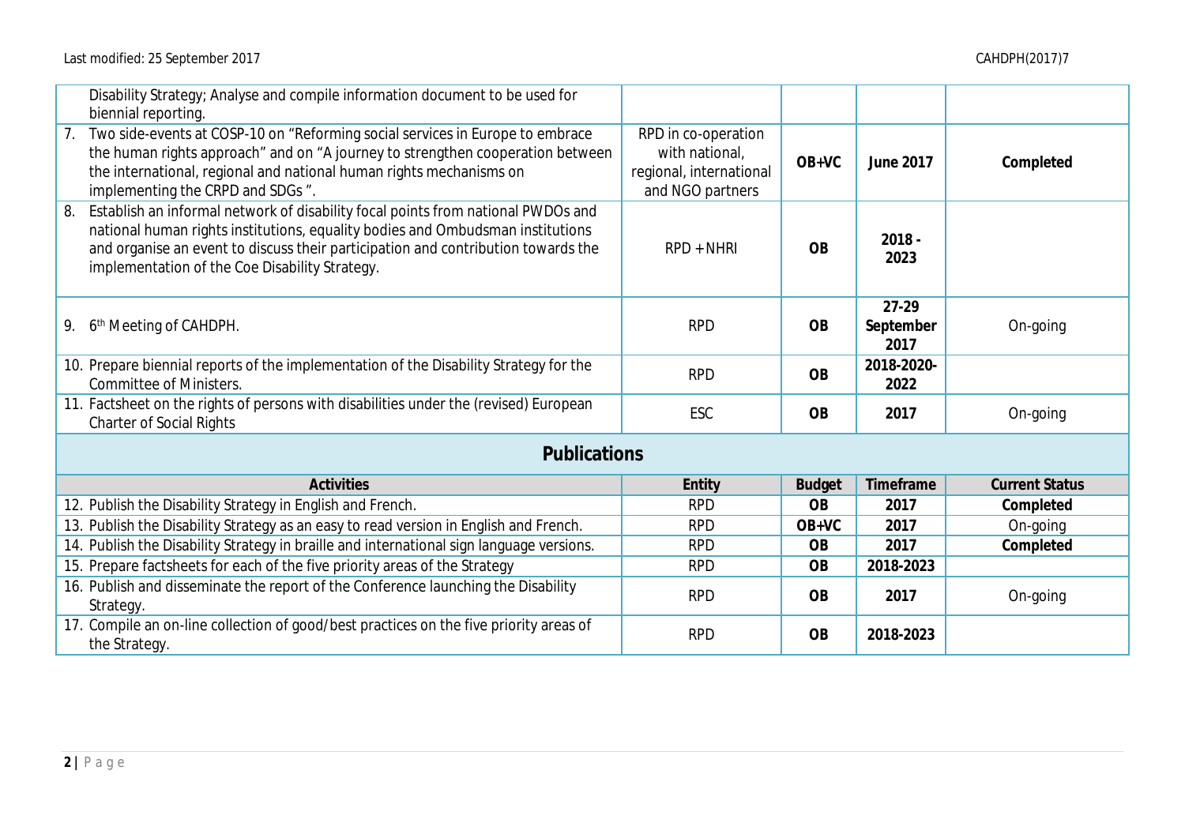| | | | | |
|---|---|---|---|---|
| Disability Strategy; Analyse and compile information document to be used for biennial reporting. | | | | |
| 7. Two side-events at COSP-10 on "Reforming social services in Europe to embrace the human rights approach" and on "A journey to strengthen cooperation between the international, regional and national human rights mechanisms on implementing the CRPD and SDGs ". | RPD in co-operation with national, regional, international and NGO partners | **OB+VC** | **June 2017** | **Completed** |
| 8. Establish an informal network of disability focal points from national PWDOs and national human rights institutions, equality bodies and Ombudsman institutions and organise an event to discuss their participation and contribution towards the implementation of the Coe Disability Strategy. | RPD + NHRI | **OB** | **2018 - 2023** | |
| 9. 6th Meeting of CAHDPH. | RPD | **OB** | **27-29 September 2017** | On-going |
| 10. Prepare biennial reports of the implementation of the Disability Strategy for the Committee of Ministers. | RPD | **OB** | **2018-2020-2022** | |
| 11. Factsheet on the rights of persons with disabilities under the (revised) European Charter of Social Rights | ESC | **OB** | **2017** | On-going |

## Publications

| Activities | Entity | Budget | Timeframe | Current Status |
|---|---|---|---|---|
| 12. Publish the Disability Strategy in English and French. | RPD | **OB** | **2017** | **Completed** |
| 13. Publish the Disability Strategy as an easy to read version in English and French. | RPD | **OB+VC** | **2017** | On-going |
| 14. Publish the Disability Strategy in braille and international sign language versions. | RPD | **OB** | **2017** | **Completed** |
| 15. Prepare factsheets for each of the five priority areas of the Strategy | RPD | **OB** | **2018-2023** | |
| 16. Publish and disseminate the report of the Conference launching the Disability Strategy. | RPD | **OB** | **2017** | On-going |
| 17. Compile an on-line collection of good/best practices on the five priority areas of the Strategy. | RPD | **OB** | **2018-2023** | |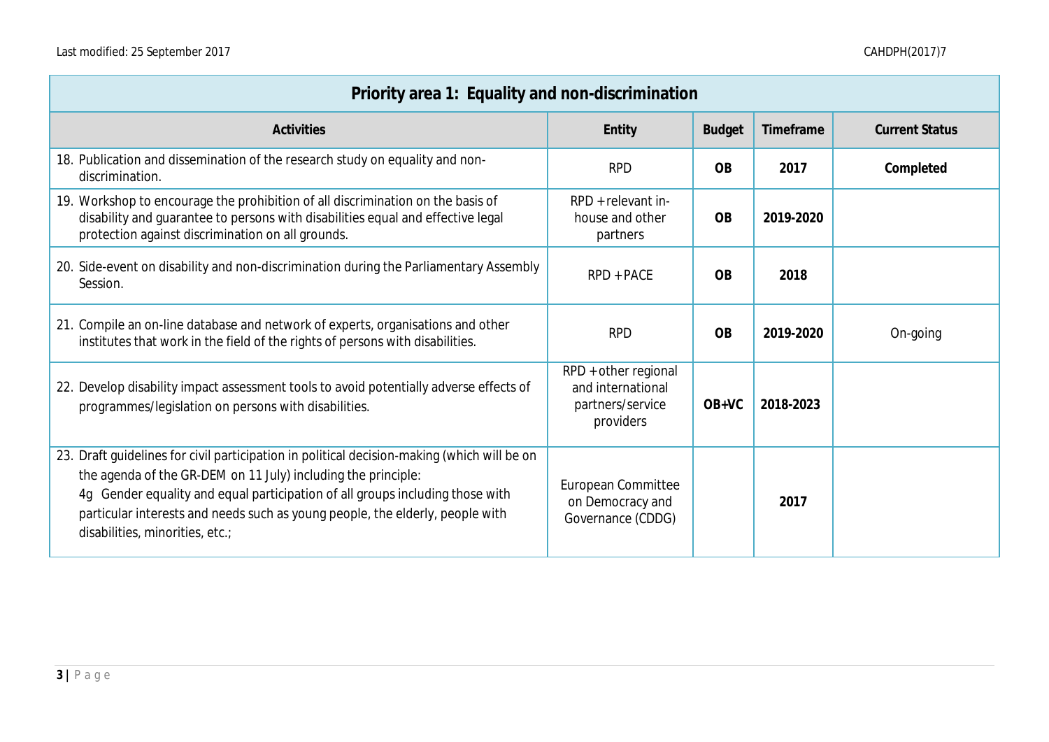| Priority area 1: Equality and non-discrimination | | | | |
|---|---|---|---|---|
| **Activities** | **Entity** | **Budget** | **Timeframe** | **Current Status** |
| 18. Publication and dissemination of the research study on equality and non-discrimination. | RPD | **OB** | **2017** | **Completed** |
| 19. Workshop to encourage the prohibition of all discrimination on the basis of disability and guarantee to persons with disabilities equal and effective legal protection against discrimination on all grounds. | RPD + relevant in-house and other partners | **OB** | **2019-2020** | |
| 20. Side-event on disability and non-discrimination during the Parliamentary Assembly Session. | RPD + PACE | **OB** | **2018** | |
| 21. Compile an on-line database and network of experts, organisations and other institutes that work in the field of the rights of persons with disabilities. | RPD | **OB** | **2019-2020** | On-going |
| 22. Develop disability impact assessment tools to avoid potentially adverse effects of programmes/legislation on persons with disabilities. | RPD + other regional and international partners/service providers | **OB+VC** | **2018-2023** | |
| 23. Draft guidelines for civil participation in political decision-making (which will be on the agenda of the GR-DEM on 11 July) including the principle: 4g Gender equality and equal participation of all groups including those with particular interests and needs such as young people, the elderly, people with disabilities, minorities, etc.; | European Committee on Democracy and Governance (CDDG) | | **2017** | |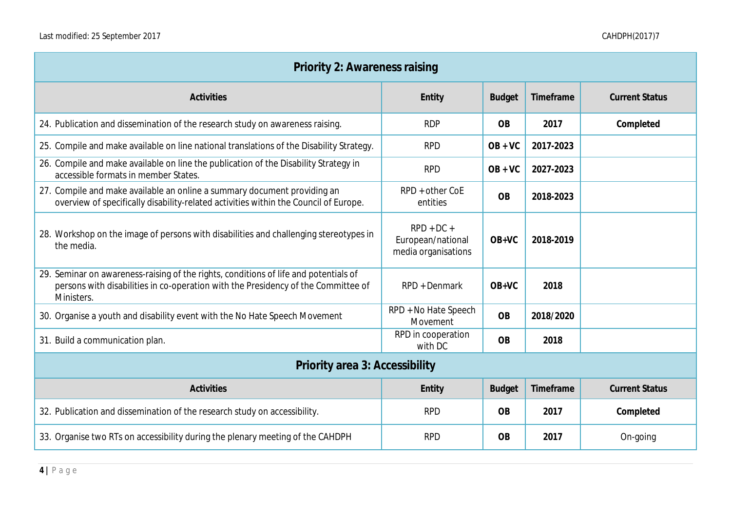| Priority 2: Awareness raising | | | | |
|---|---|---|---|---|
| **Activities** | **Entity** | **Budget** | **Timeframe** | **Current Status** |
| 24. Publication and dissemination of the research study on awareness raising. | RDP | **OB** | **2017** | **Completed** |
| 25. Compile and make available on line national translations of the Disability Strategy. | RPD | **OB + VC** | **2017-2023** | |
| 26. Compile and make available on line the publication of the Disability Strategy in accessible formats in member States. | RPD | **OB + VC** | **2027-2023** | |
| 27. Compile and make available an online a summary document providing an overview of specifically disability-related activities within the Council of Europe. | RPD + other CoE entities | **OB** | **2018-2023** | |
| 28. Workshop on the image of persons with disabilities and challenging stereotypes in the media. | RPD + DC + European/national media organisations | **OB+VC** | **2018-2019** | |
| 29. Seminar on awareness-raising of the rights, conditions of life and potentials of persons with disabilities in co-operation with the Presidency of the Committee of Ministers. | RPD + Denmark | **OB+VC** | **2018** | |
| 30. Organise a youth and disability event with the No Hate Speech Movement | RPD + No Hate Speech Movement | **OB** | **2018/2020** | |
| 31. Build a communication plan. | RPD in cooperation with DC | **OB** | **2018** | |

| Priority area 3: Accessibility | | | | |
|---|---|---|---|---|
| **Activities** | **Entity** | **Budget** | **Timeframe** | **Current Status** |
| 32. Publication and dissemination of the research study on accessibility. | RPD | **OB** | **2017** | **Completed** |
| 33. Organise two RTs on accessibility during the plenary meeting of the CAHDPH | RPD | **OB** | **2017** | On-going |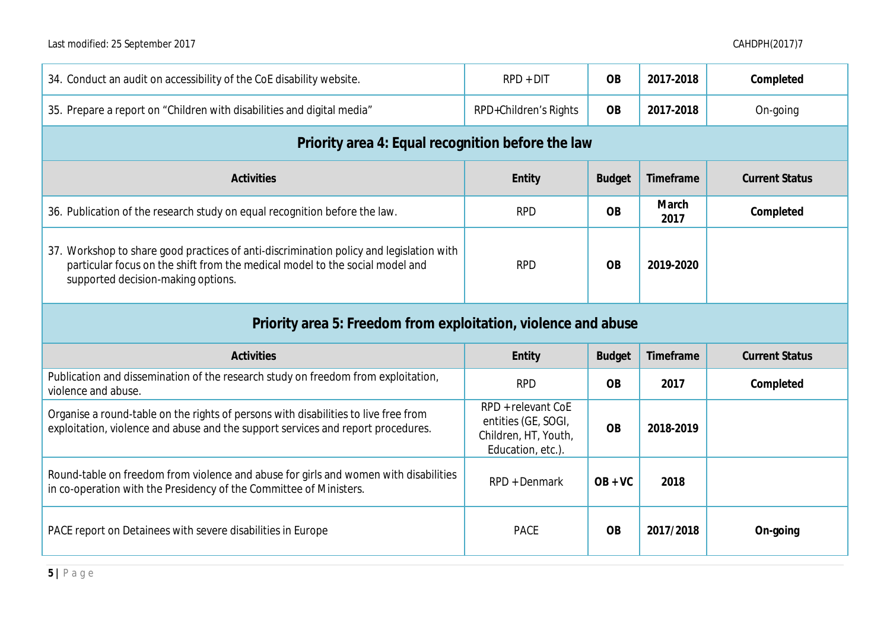| | | | | |
|---|---|---|---|---|
| 34. Conduct an audit on accessibility of the CoE disability website. | RPD + DIT | **OB** | **2017-2018** | **Completed** |
| 35. Prepare a report on "Children with disabilities and digital media" | RPD+Children's Rights | **OB** | **2017-2018** | On-going |

## Priority area 4: Equal recognition before the law

| Activities | Entity | Budget | Timeframe | Current Status |
|---|---|---|---|---|
| 36. Publication of the research study on equal recognition before the law. | RPD | **OB** | **March 2017** | **Completed** |
| 37. Workshop to share good practices of anti-discrimination policy and legislation with particular focus on the shift from the medical model to the social model and supported decision-making options. | RPD | **OB** | **2019-2020** | |

## Priority area 5: Freedom from exploitation, violence and abuse

| Activities | Entity | Budget | Timeframe | Current Status |
|---|---|---|---|---|
| Publication and dissemination of the research study on freedom from exploitation, violence and abuse. | RPD | **OB** | **2017** | **Completed** |
| Organise a round-table on the rights of persons with disabilities to live free from exploitation, violence and abuse and the support services and report procedures. | RPD + relevant CoE entities (GE, SOGI, Children, HT, Youth, Education, etc.). | **OB** | **2018-2019** | |
| Round-table on freedom from violence and abuse for girls and women with disabilities in co-operation with the Presidency of the Committee of Ministers. | RPD + Denmark | **OB + VC** | **2018** | |
| PACE report on Detainees with severe disabilities in Europe | PACE | **OB** | **2017/2018** | **On-going** |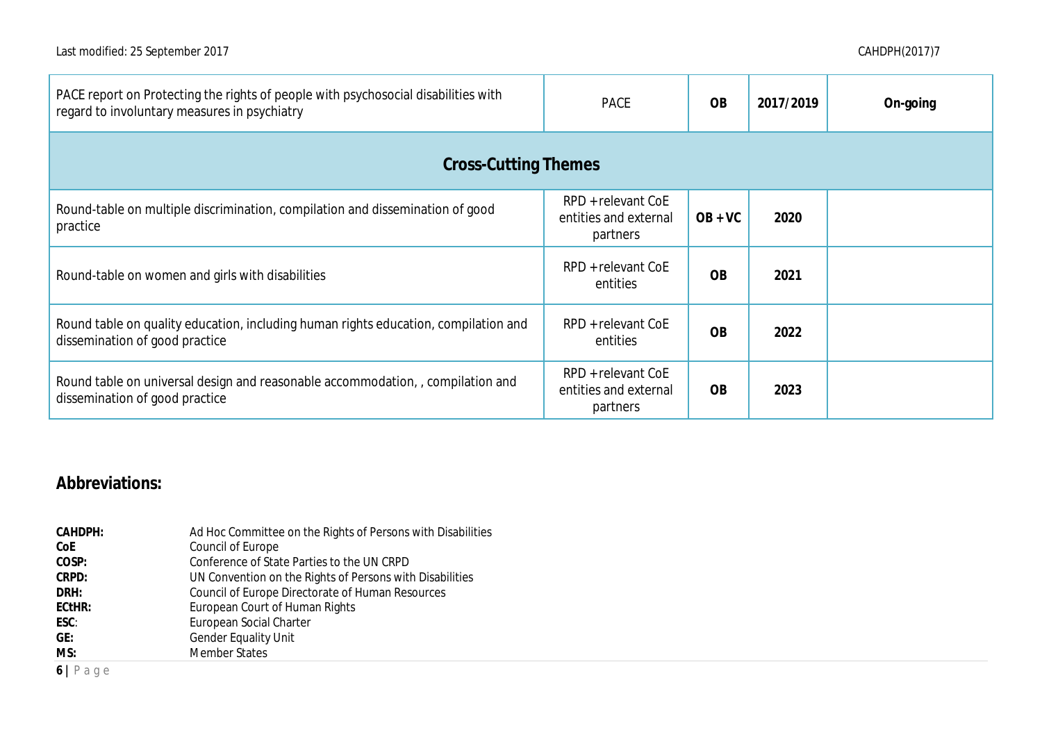| | | | | |
|---|---|---|---|---|
| PACE report on Protecting the rights of people with psychosocial disabilities with regard to involuntary measures in psychiatry | PACE | **OB** | **2017/2019** | **On-going** |
| **Cross-Cutting Themes** | | | | |
| Round-table on multiple discrimination, compilation and dissemination of good practice | RPD + relevant CoE entities and external partners | **OB + VC** | **2020** | |
| Round-table on women and girls with disabilities | RPD + relevant CoE entities | **OB** | **2021** | |
| Round table on quality education, including human rights education, compilation and dissemination of good practice | RPD + relevant CoE entities | **OB** | **2022** | |
| Round table on universal design and reasonable accommodation, , compilation and dissemination of good practice | RPD + relevant CoE entities and external partners | **OB** | **2023** | |

## Abbreviations:

**CAHDPH:** Ad Hoc Committee on the Rights of Persons with Disabilities
**CoE** Council of Europe
**COSP:** Conference of State Parties to the UN CRPD
**CRPD:** UN Convention on the Rights of Persons with Disabilities
**DRH:** Council of Europe Directorate of Human Resources
**ECtHR:** European Court of Human Rights
**ESC**: European Social Charter
**GE:** Gender Equality Unit
**MS:** Member States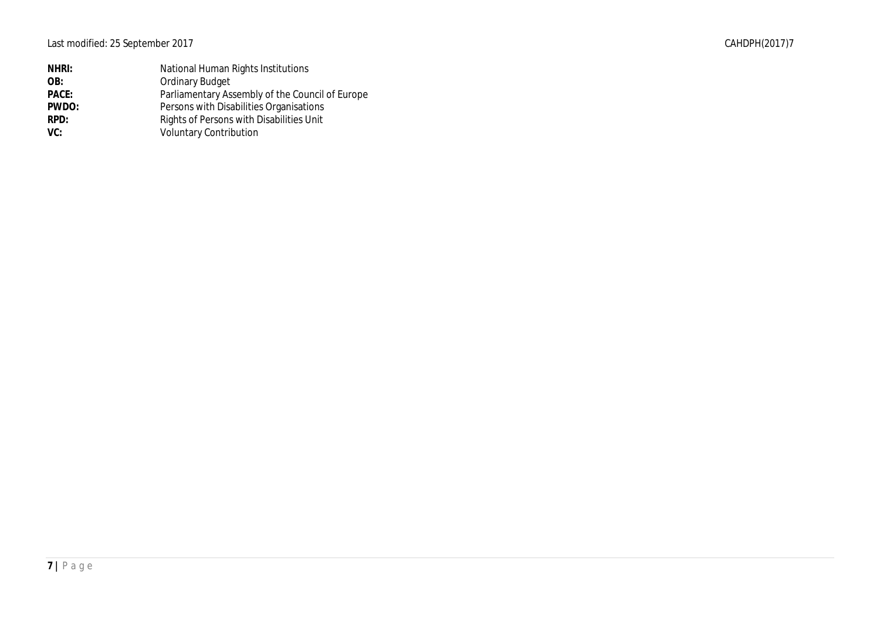| | |
|---|---|
| **NHRI:** | National Human Rights Institutions |
| **OB:** | Ordinary Budget |
| **PACE:** | Parliamentary Assembly of the Council of Europe |
| **PWDO:** | Persons with Disabilities Organisations |
| **RPD:** | Rights of Persons with Disabilities Unit |
| **VC:** | Voluntary Contribution |